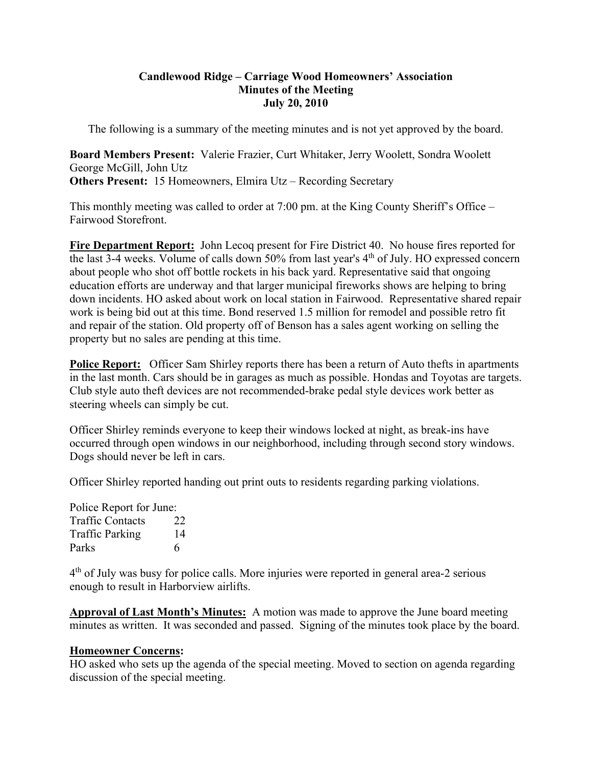**Candlewood Ridge – Carriage Wood Homeowners' Association**
**Minutes of the Meeting**
**July 20, 2010**

The following is a summary of the meeting minutes and is not yet approved by the board.

**Board Members Present:** Valerie Frazier, Curt Whitaker, Jerry Woolett, Sondra Woolett George McGill, John Utz
**Others Present:** 15 Homeowners, Elmira Utz – Recording Secretary

This monthly meeting was called to order at 7:00 pm. at the King County Sheriff's Office – Fairwood Storefront.

**Fire Department Report:** John Lecoq present for Fire District 40. No house fires reported for the last 3-4 weeks. Volume of calls down 50% from last year's 4th of July. HO expressed concern about people who shot off bottle rockets in his back yard. Representative said that ongoing education efforts are underway and that larger municipal fireworks shows are helping to bring down incidents. HO asked about work on local station in Fairwood. Representative shared repair work is being bid out at this time. Bond reserved 1.5 million for remodel and possible retro fit and repair of the station. Old property off of Benson has a sales agent working on selling the property but no sales are pending at this time.

**Police Report:** Officer Sam Shirley reports there has been a return of Auto thefts in apartments in the last month. Cars should be in garages as much as possible. Hondas and Toyotas are targets. Club style auto theft devices are not recommended-brake pedal style devices work better as steering wheels can simply be cut.

Officer Shirley reminds everyone to keep their windows locked at night, as break-ins have occurred through open windows in our neighborhood, including through second story windows. Dogs should never be left in cars.

Officer Shirley reported handing out print outs to residents regarding parking violations.

Police Report for June:

| | |
|---|---|
| Traffic Contacts | 22 |
| Traffic Parking | 14 |
| Parks | 6 |

4th of July was busy for police calls. More injuries were reported in general area-2 serious enough to result in Harborview airlifts.

**Approval of Last Month's Minutes:** A motion was made to approve the June board meeting minutes as written. It was seconded and passed. Signing of the minutes took place by the board.

**Homeowner Concerns:**

HO asked who sets up the agenda of the special meeting. Moved to section on agenda regarding discussion of the special meeting.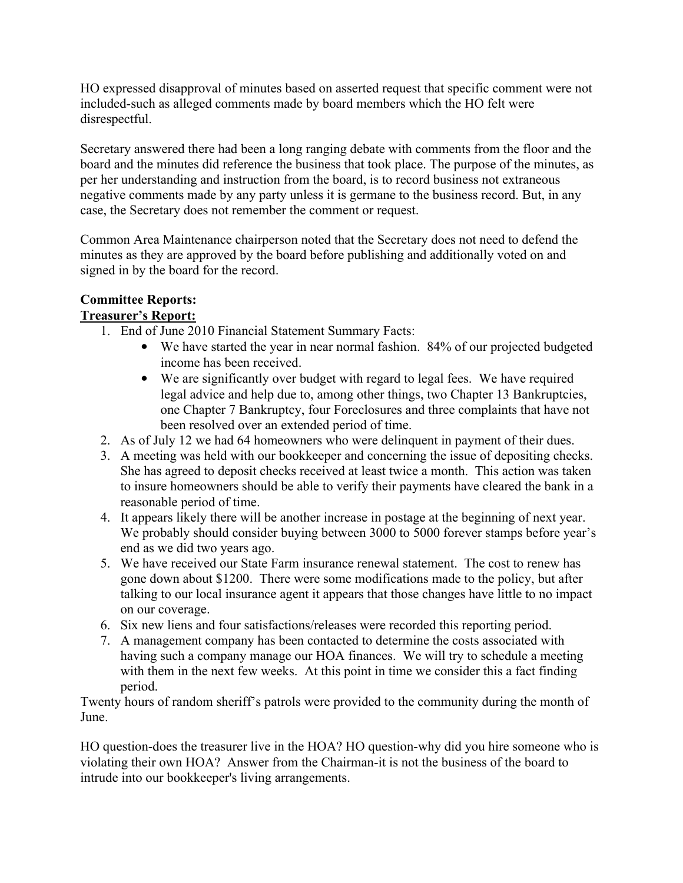HO expressed disapproval of minutes based on asserted request that specific comment were not included-such as alleged comments made by board members which the HO felt were disrespectful.

Secretary answered there had been a long ranging debate with comments from the floor and the board and the minutes did reference the business that took place. The purpose of the minutes, as per her understanding and instruction from the board, is to record business not extraneous negative comments made by any party unless it is germane to the business record. But, in any case, the Secretary does not remember the comment or request.

Common Area Maintenance chairperson noted that the Secretary does not need to defend the minutes as they are approved by the board before publishing and additionally voted on and signed in by the board for the record.

**Committee Reports:**

**Treasurer's Report:**

1. End of June 2010 Financial Statement Summary Facts:
   - We have started the year in near normal fashion. 84% of our projected budgeted income has been received.
   - We are significantly over budget with regard to legal fees. We have required legal advice and help due to, among other things, two Chapter 13 Bankruptcies, one Chapter 7 Bankruptcy, four Foreclosures and three complaints that have not been resolved over an extended period of time.
2. As of July 12 we had 64 homeowners who were delinquent in payment of their dues.
3. A meeting was held with our bookkeeper and concerning the issue of depositing checks. She has agreed to deposit checks received at least twice a month. This action was taken to insure homeowners should be able to verify their payments have cleared the bank in a reasonable period of time.
4. It appears likely there will be another increase in postage at the beginning of next year. We probably should consider buying between 3000 to 5000 forever stamps before year's end as we did two years ago.
5. We have received our State Farm insurance renewal statement. The cost to renew has gone down about $1200. There were some modifications made to the policy, but after talking to our local insurance agent it appears that those changes have little to no impact on our coverage.
6. Six new liens and four satisfactions/releases were recorded this reporting period.
7. A management company has been contacted to determine the costs associated with having such a company manage our HOA finances. We will try to schedule a meeting with them in the next few weeks. At this point in time we consider this a fact finding period.

Twenty hours of random sheriff's patrols were provided to the community during the month of June.

HO question-does the treasurer live in the HOA? HO question-why did you hire someone who is violating their own HOA? Answer from the Chairman-it is not the business of the board to intrude into our bookkeeper's living arrangements.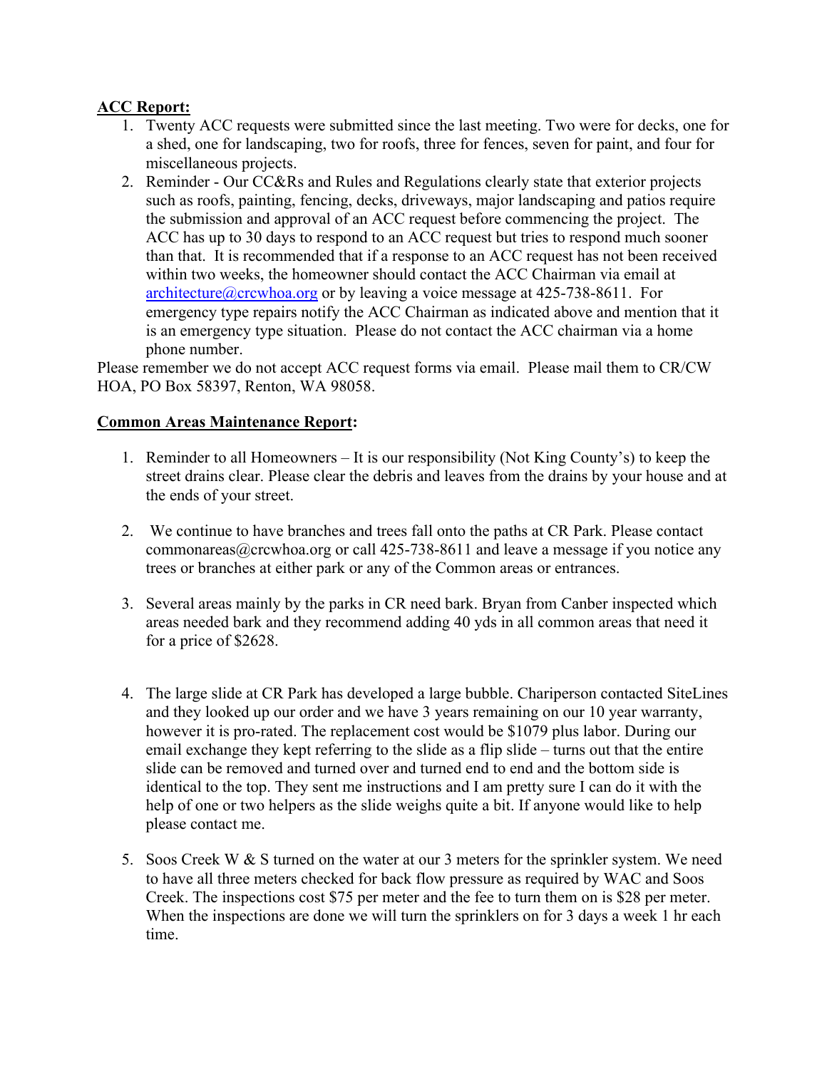**ACC Report:**

1. Twenty ACC requests were submitted since the last meeting. Two were for decks, one for a shed, one for landscaping, two for roofs, three for fences, seven for paint, and four for miscellaneous projects.
2. Reminder - Our CC&Rs and Rules and Regulations clearly state that exterior projects such as roofs, painting, fencing, decks, driveways, major landscaping and patios require the submission and approval of an ACC request before commencing the project. The ACC has up to 30 days to respond to an ACC request but tries to respond much sooner than that. It is recommended that if a response to an ACC request has not been received within two weeks, the homeowner should contact the ACC Chairman via email at architecture@crcwhoa.org or by leaving a voice message at 425-738-8611. For emergency type repairs notify the ACC Chairman as indicated above and mention that it is an emergency type situation. Please do not contact the ACC chairman via a home phone number.

Please remember we do not accept ACC request forms via email. Please mail them to CR/CW HOA, PO Box 58397, Renton, WA 98058.

**Common Areas Maintenance Report:**

1. Reminder to all Homeowners – It is our responsibility (Not King County's) to keep the street drains clear. Please clear the debris and leaves from the drains by your house and at the ends of your street.

2. We continue to have branches and trees fall onto the paths at CR Park. Please contact commonareas@crcwhoa.org or call 425-738-8611 and leave a message if you notice any trees or branches at either park or any of the Common areas or entrances.

3. Several areas mainly by the parks in CR need bark. Bryan from Canber inspected which areas needed bark and they recommend adding 40 yds in all common areas that need it for a price of $2628.

4. The large slide at CR Park has developed a large bubble. Chariperson contacted SiteLines and they looked up our order and we have 3 years remaining on our 10 year warranty, however it is pro-rated. The replacement cost would be $1079 plus labor. During our email exchange they kept referring to the slide as a flip slide – turns out that the entire slide can be removed and turned over and turned end to end and the bottom side is identical to the top. They sent me instructions and I am pretty sure I can do it with the help of one or two helpers as the slide weighs quite a bit. If anyone would like to help please contact me.

5. Soos Creek W & S turned on the water at our 3 meters for the sprinkler system. We need to have all three meters checked for back flow pressure as required by WAC and Soos Creek. The inspections cost $75 per meter and the fee to turn them on is $28 per meter. When the inspections are done we will turn the sprinklers on for 3 days a week 1 hr each time.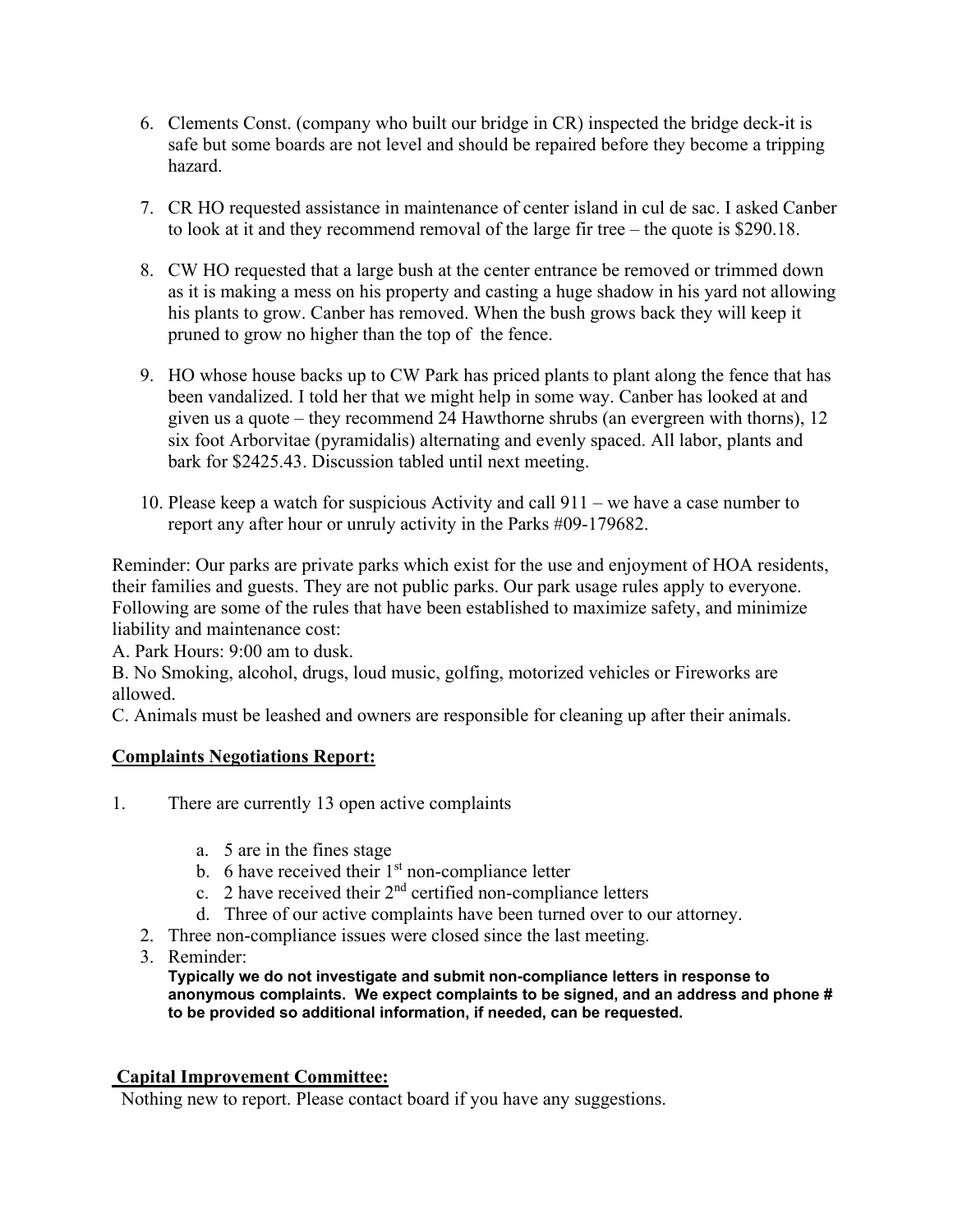6. Clements Const. (company who built our bridge in CR) inspected the bridge deck-it is safe but some boards are not level and should be repaired before they become a tripping hazard.

7. CR HO requested assistance in maintenance of center island in cul de sac. I asked Canber to look at it and they recommend removal of the large fir tree – the quote is $290.18.

8. CW HO requested that a large bush at the center entrance be removed or trimmed down as it is making a mess on his property and casting a huge shadow in his yard not allowing his plants to grow. Canber has removed. When the bush grows back they will keep it pruned to grow no higher than the top of the fence.

9. HO whose house backs up to CW Park has priced plants to plant along the fence that has been vandalized. I told her that we might help in some way. Canber has looked at and given us a quote – they recommend 24 Hawthorne shrubs (an evergreen with thorns), 12 six foot Arborvitae (pyramidalis) alternating and evenly spaced. All labor, plants and bark for $2425.43. Discussion tabled until next meeting.

10. Please keep a watch for suspicious Activity and call 911 – we have a case number to report any after hour or unruly activity in the Parks #09-179682.

Reminder: Our parks are private parks which exist for the use and enjoyment of HOA residents, their families and guests. They are not public parks. Our park usage rules apply to everyone. Following are some of the rules that have been established to maximize safety, and minimize liability and maintenance cost:
A. Park Hours: 9:00 am to dusk.
B. No Smoking, alcohol, drugs, loud music, golfing, motorized vehicles or Fireworks are allowed.
C. Animals must be leashed and owners are responsible for cleaning up after their animals.

**Complaints Negotiations Report:**

1. There are currently 13 open active complaints
    a. 5 are in the fines stage
    b. 6 have received their 1st non-compliance letter
    c. 2 have received their 2nd certified non-compliance letters
    d. Three of our active complaints have been turned over to our attorney.
2. Three non-compliance issues were closed since the last meeting.
3. Reminder:
   **Typically we do not investigate and submit non-compliance letters in response to anonymous complaints. We expect complaints to be signed, and an address and phone # to be provided so additional information, if needed, can be requested.**

**Capital Improvement Committee:**
Nothing new to report. Please contact board if you have any suggestions.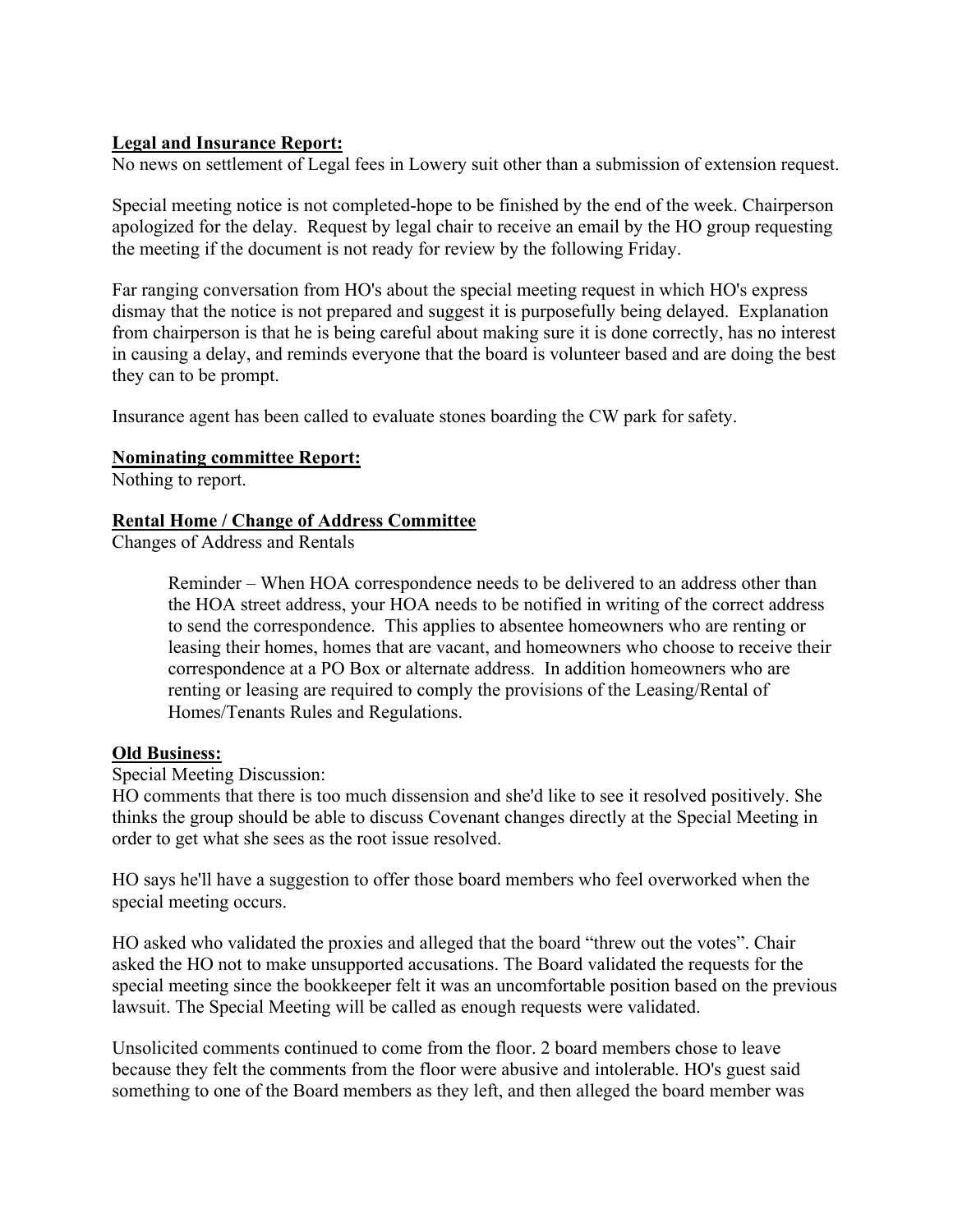**Legal and Insurance Report:**
No news on settlement of Legal fees in Lowery suit other than a submission of extension request.

Special meeting notice is not completed-hope to be finished by the end of the week. Chairperson apologized for the delay. Request by legal chair to receive an email by the HO group requesting the meeting if the document is not ready for review by the following Friday.

Far ranging conversation from HO's about the special meeting request in which HO's express dismay that the notice is not prepared and suggest it is purposefully being delayed. Explanation from chairperson is that he is being careful about making sure it is done correctly, has no interest in causing a delay, and reminds everyone that the board is volunteer based and are doing the best they can to be prompt.

Insurance agent has been called to evaluate stones boarding the CW park for safety.

**Nominating committee Report:**
Nothing to report.

**Rental Home / Change of Address Committee**
Changes of Address and Rentals

> Reminder – When HOA correspondence needs to be delivered to an address other than the HOA street address, your HOA needs to be notified in writing of the correct address to send the correspondence. This applies to absentee homeowners who are renting or leasing their homes, homes that are vacant, and homeowners who choose to receive their correspondence at a PO Box or alternate address. In addition homeowners who are renting or leasing are required to comply the provisions of the Leasing/Rental of Homes/Tenants Rules and Regulations.

**Old Business:**
Special Meeting Discussion:
HO comments that there is too much dissension and she'd like to see it resolved positively. She thinks the group should be able to discuss Covenant changes directly at the Special Meeting in order to get what she sees as the root issue resolved.

HO says he'll have a suggestion to offer those board members who feel overworked when the special meeting occurs.

HO asked who validated the proxies and alleged that the board "threw out the votes". Chair asked the HO not to make unsupported accusations. The Board validated the requests for the special meeting since the bookkeeper felt it was an uncomfortable position based on the previous lawsuit. The Special Meeting will be called as enough requests were validated.

Unsolicited comments continued to come from the floor. 2 board members chose to leave because they felt the comments from the floor were abusive and intolerable. HO's guest said something to one of the Board members as they left, and then alleged the board member was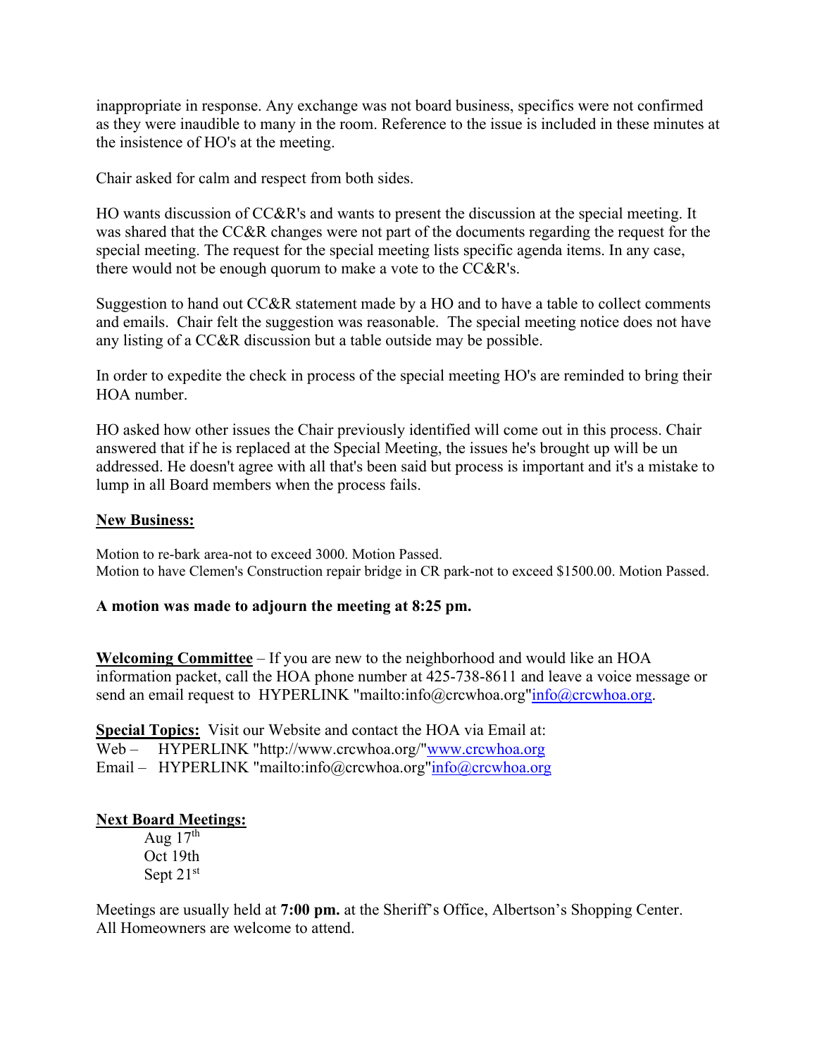inappropriate in response. Any exchange was not board business, specifics were not confirmed as they were inaudible to many in the room. Reference to the issue is included in these minutes at the insistence of HO's at the meeting.

Chair asked for calm and respect from both sides.

HO wants discussion of CC&R's and wants to present the discussion at the special meeting. It was shared that the CC&R changes were not part of the documents regarding the request for the special meeting. The request for the special meeting lists specific agenda items. In any case, there would not be enough quorum to make a vote to the CC&R's.

Suggestion to hand out CC&R statement made by a HO and to have a table to collect comments and emails. Chair felt the suggestion was reasonable. The special meeting notice does not have any listing of a CC&R discussion but a table outside may be possible.

In order to expedite the check in process of the special meeting HO's are reminded to bring their HOA number.

HO asked how other issues the Chair previously identified will come out in this process. Chair answered that if he is replaced at the Special Meeting, the issues he's brought up will be un addressed. He doesn't agree with all that's been said but process is important and it's a mistake to lump in all Board members when the process fails.

**New Business:**

Motion to re-bark area-not to exceed 3000. Motion Passed.
Motion to have Clemen's Construction repair bridge in CR park-not to exceed $1500.00. Motion Passed.

**A motion was made to adjourn the meeting at 8:25 pm.**

**Welcoming Committee** – If you are new to the neighborhood and would like an HOA information packet, call the HOA phone number at 425-738-8611 and leave a voice message or send an email request to HYPERLINK "mailto:info@crcwhoa.org"info@crcwhoa.org.

**Special Topics:** Visit our Website and contact the HOA via Email at:
Web – HYPERLINK "http://www.crcwhoa.org/"www.crcwhoa.org
Email – HYPERLINK "mailto:info@crcwhoa.org"info@crcwhoa.org

**Next Board Meetings:**

Aug 17th
Oct 19th
Sept 21st

Meetings are usually held at **7:00 pm.** at the Sheriff's Office, Albertson's Shopping Center.
All Homeowners are welcome to attend.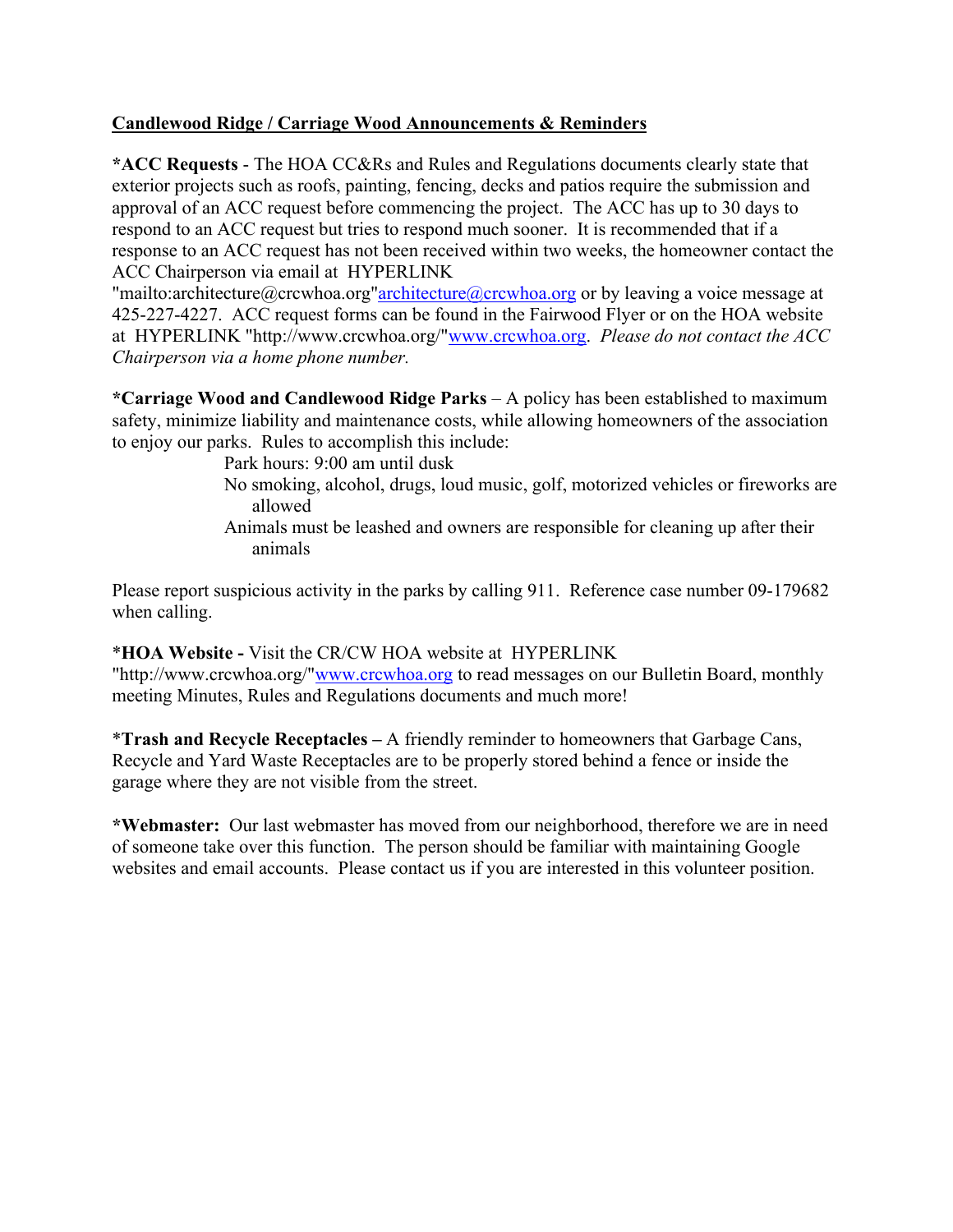**Candlewood Ridge / Carriage Wood Announcements & Reminders**

***ACC Requests** - The HOA CC&Rs and Rules and Regulations documents clearly state that exterior projects such as roofs, painting, fencing, decks and patios require the submission and approval of an ACC request before commencing the project. The ACC has up to 30 days to respond to an ACC request but tries to respond much sooner. It is recommended that if a response to an ACC request has not been received within two weeks, the homeowner contact the ACC Chairperson via email at HYPERLINK "mailto:architecture@crcwhoa.org"architecture@crcwhoa.org or by leaving a voice message at 425-227-4227. ACC request forms can be found in the Fairwood Flyer or on the HOA website at HYPERLINK "http://www.crcwhoa.org/"www.crcwhoa.org. *Please do not contact the ACC Chairperson via a home phone number.*

***Carriage Wood and Candlewood Ridge Parks** – A policy has been established to maximum safety, minimize liability and maintenance costs, while allowing homeowners of the association to enjoy our parks. Rules to accomplish this include:

- Park hours: 9:00 am until dusk
- No smoking, alcohol, drugs, loud music, golf, motorized vehicles or fireworks are allowed
- Animals must be leashed and owners are responsible for cleaning up after their animals

Please report suspicious activity in the parks by calling 911. Reference case number 09-179682 when calling.

***HOA Website -** Visit the CR/CW HOA website at HYPERLINK "http://www.crcwhoa.org/"www.crcwhoa.org to read messages on our Bulletin Board, monthly meeting Minutes, Rules and Regulations documents and much more!

***Trash and Recycle Receptacles –** A friendly reminder to homeowners that Garbage Cans, Recycle and Yard Waste Receptacles are to be properly stored behind a fence or inside the garage where they are not visible from the street.

***Webmaster:** Our last webmaster has moved from our neighborhood, therefore we are in need of someone take over this function. The person should be familiar with maintaining Google websites and email accounts. Please contact us if you are interested in this volunteer position.